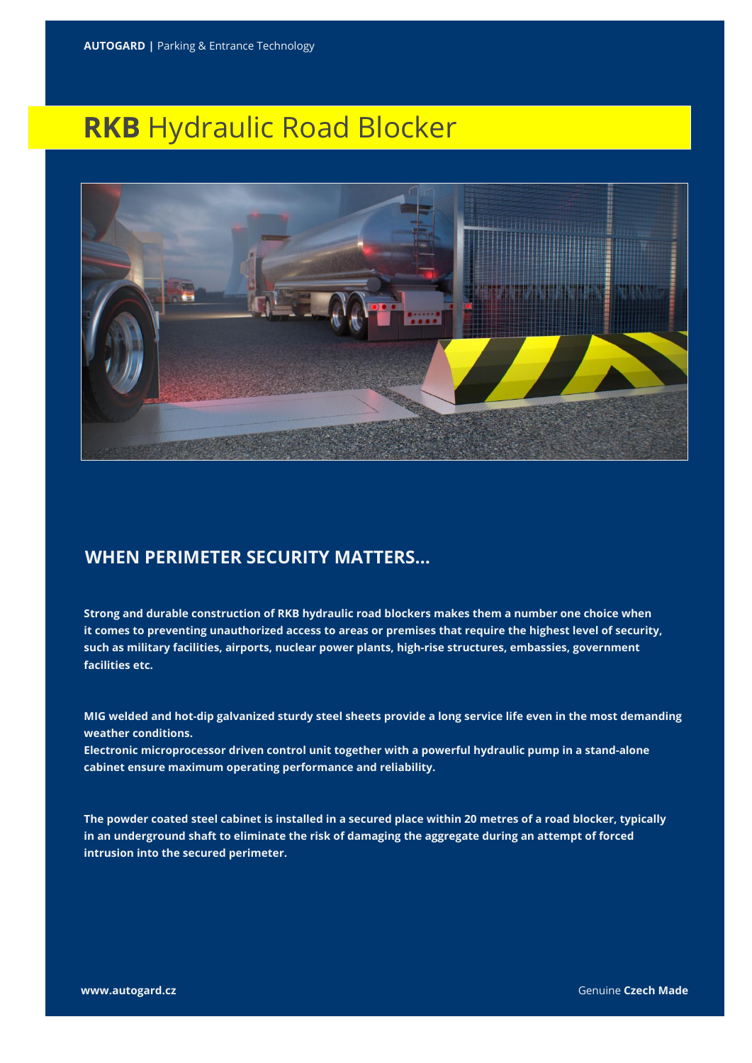**AUTOGARD |** Parking & Entrance Technology

# **RKB** Hydraulic Road Blocker

## WHEN PERIMETER SECURITY MATTERS...

**Strong and durable construction of RKB hydraulic road blockers makes them a number one choice when it comes to preventing unauthorized access to areas or premises that require the highest level of security, such as military facilities, airports, nuclear power plants, high-rise structures, embassies, government facilities etc.**

**MIG welded and hot-dip galvanized sturdy steel sheets provide a long service life even in the most demanding weather conditions.**
**Electronic microprocessor driven control unit together with a powerful hydraulic pump in a stand-alone cabinet ensure maximum operating performance and reliability.**

**The powder coated steel cabinet is installed in a secured place within 20 metres of a road blocker, typically in an underground shaft to eliminate the risk of damaging the aggregate during an attempt of forced intrusion into the secured perimeter.**

**www.autogard.cz** Genuine **Czech Made**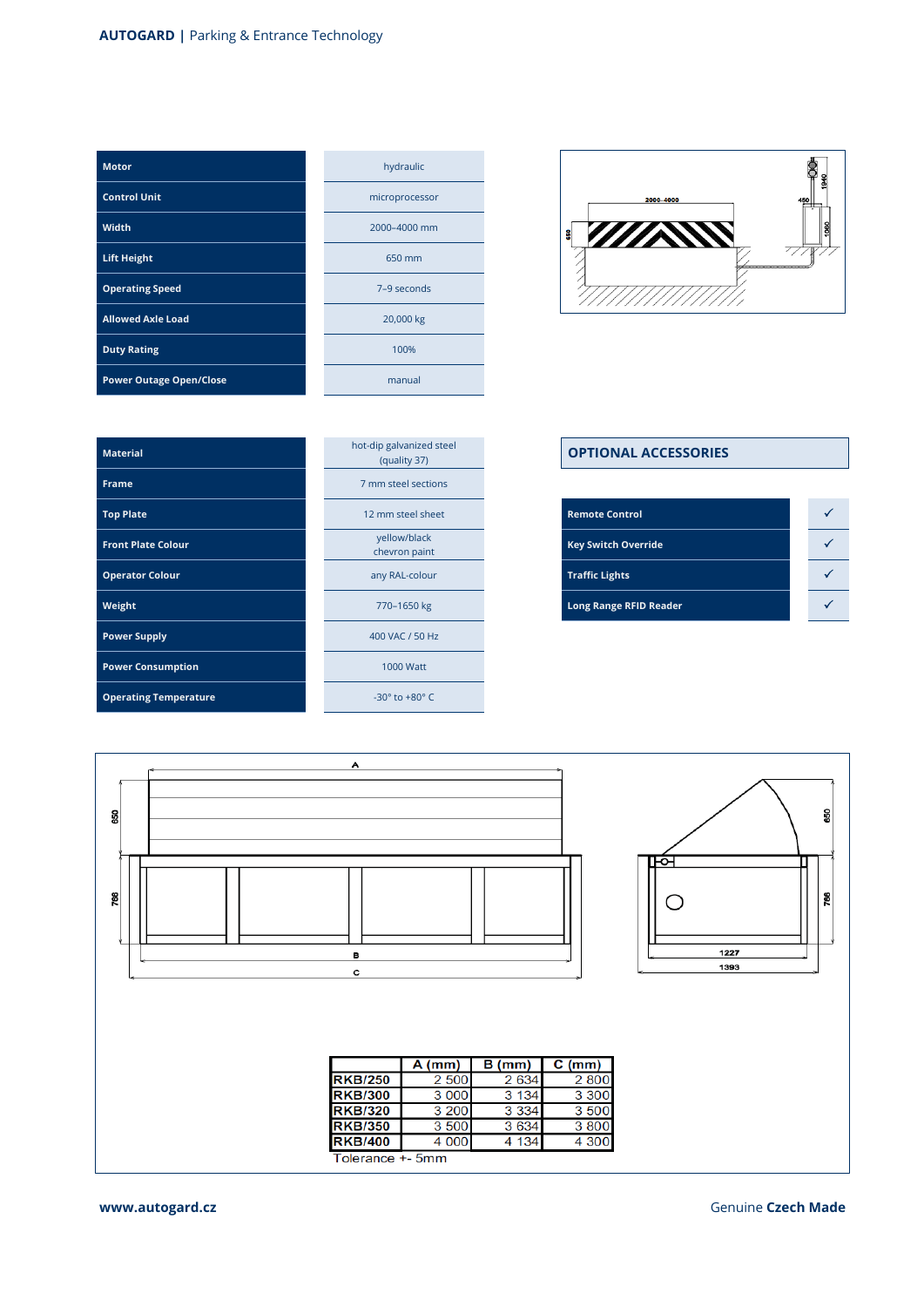| | |
|---|---|
| **Motor** | hydraulic |
| **Control Unit** | microprocessor |
| **Width** | 2000–4000 mm |
| **Lift Height** | 650 mm |
| **Operating Speed** | 7–9 seconds |
| **Allowed Axle Load** | 20,000 kg |
| **Duty Rating** | 100% |
| **Power Outage Open/Close** | manual |

2000–4000
650
450
1940
1060

| | |
|---|---|
| **Material** | hot-dip galvanized steel (quality 37) |
| **Frame** | 7 mm steel sections |
| **Top Plate** | 12 mm steel sheet |
| **Front Plate Colour** | yellow/black chevron paint |
| **Operator Colour** | any RAL-colour |
| **Weight** | 770–1650 kg |
| **Power Supply** | 400 VAC / 50 Hz |
| **Power Consumption** | 1000 Watt |
| **Operating Temperature** | -30° to +80° C |

## OPTIONAL ACCESSORIES

| | |
|---|---|
| **Remote Control** | ✓ |
| **Key Switch Override** | ✓ |
| **Traffic Lights** | ✓ |
| **Long Range RFID Reader** | ✓ |

A
650
786
B
C
650
786
1227
1393

| | A (mm) | B (mm) | C (mm) |
|---|---|---|---|
| **RKB/250** | 2 500 | 2 634 | 2 800 |
| **RKB/300** | 3 000 | 3 134 | 3 300 |
| **RKB/320** | 3 200 | 3 334 | 3 500 |
| **RKB/350** | 3 500 | 3 634 | 3 800 |
| **RKB/400** | 4 000 | 4 134 | 4 300 |

Tolerance +- 5mm